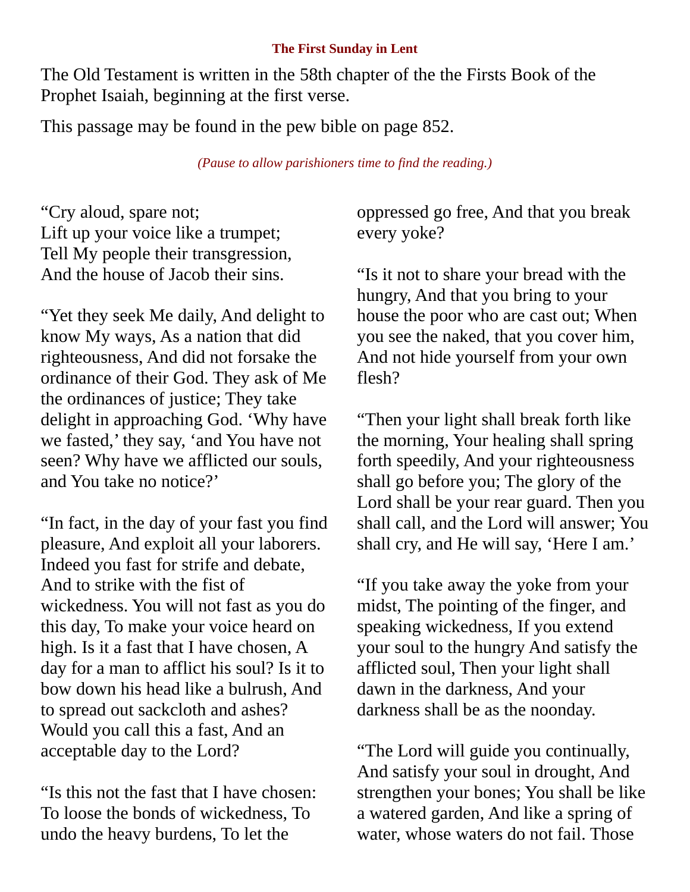### The First Sunday in Lent

The Old Testament is written in the 58th chapter of the the Firsts Book of the Prophet Isaiah, beginning at the first verse.

This passage may be found in the pew bible on page 852.

*(Pause to allow parishioners time to find the reading.)*

“Cry aloud, spare not;
Lift up your voice like a trumpet;
Tell My people their transgression,
And the house of Jacob their sins.

“Yet they seek Me daily, And delight to know My ways, As a nation that did righteousness, And did not forsake the ordinance of their God. They ask of Me the ordinances of justice; They take delight in approaching God. ‘Why have we fasted,’ they say, ‘and You have not seen? Why have we afflicted our souls, and You take no notice?’

“In fact, in the day of your fast you find pleasure, And exploit all your laborers. Indeed you fast for strife and debate, And to strike with the fist of wickedness. You will not fast as you do this day, To make your voice heard on high. Is it a fast that I have chosen, A day for a man to afflict his soul? Is it to bow down his head like a bulrush, And to spread out sackcloth and ashes? Would you call this a fast, And an acceptable day to the Lord?

“Is this not the fast that I have chosen: To loose the bonds of wickedness, To undo the heavy burdens, To let the oppressed go free, And that you break every yoke?

“Is it not to share your bread with the hungry, And that you bring to your house the poor who are cast out; When you see the naked, that you cover him, And not hide yourself from your own flesh?

“Then your light shall break forth like the morning, Your healing shall spring forth speedily, And your righteousness shall go before you; The glory of the Lord shall be your rear guard. Then you shall call, and the Lord will answer; You shall cry, and He will say, ‘Here I am.’

“If you take away the yoke from your midst, The pointing of the finger, and speaking wickedness, If you extend your soul to the hungry And satisfy the afflicted soul, Then your light shall dawn in the darkness, And your darkness shall be as the noonday.

“The Lord will guide you continually, And satisfy your soul in drought, And strengthen your bones; You shall be like a watered garden, And like a spring of water, whose waters do not fail. Those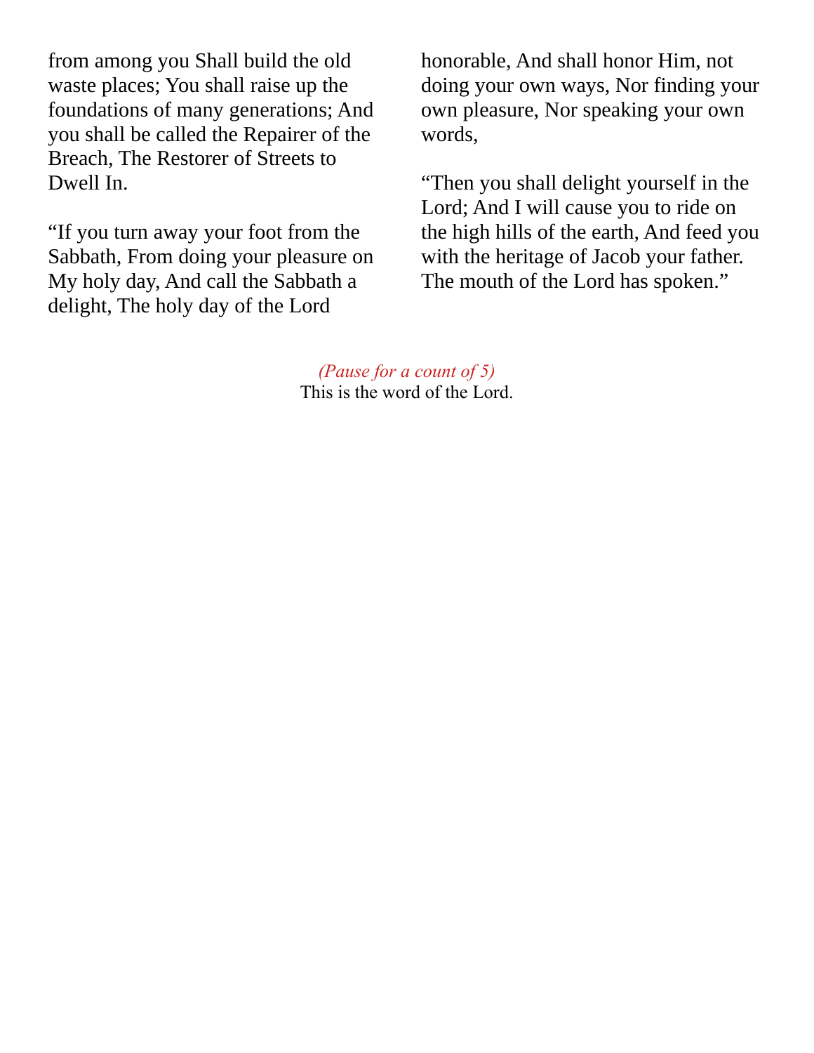from among you Shall build the old waste places; You shall raise up the foundations of many generations; And you shall be called the Repairer of the Breach, The Restorer of Streets to Dwell In.

"If you turn away your foot from the Sabbath, From doing your pleasure on My holy day, And call the Sabbath a delight, The holy day of the Lord honorable, And shall honor Him, not doing your own ways, Nor finding your own pleasure, Nor speaking your own words,

"Then you shall delight yourself in the Lord; And I will cause you to ride on the high hills of the earth, And feed you with the heritage of Jacob your father. The mouth of the Lord has spoken."

*(Pause for a count of 5)*
This is the word of the Lord.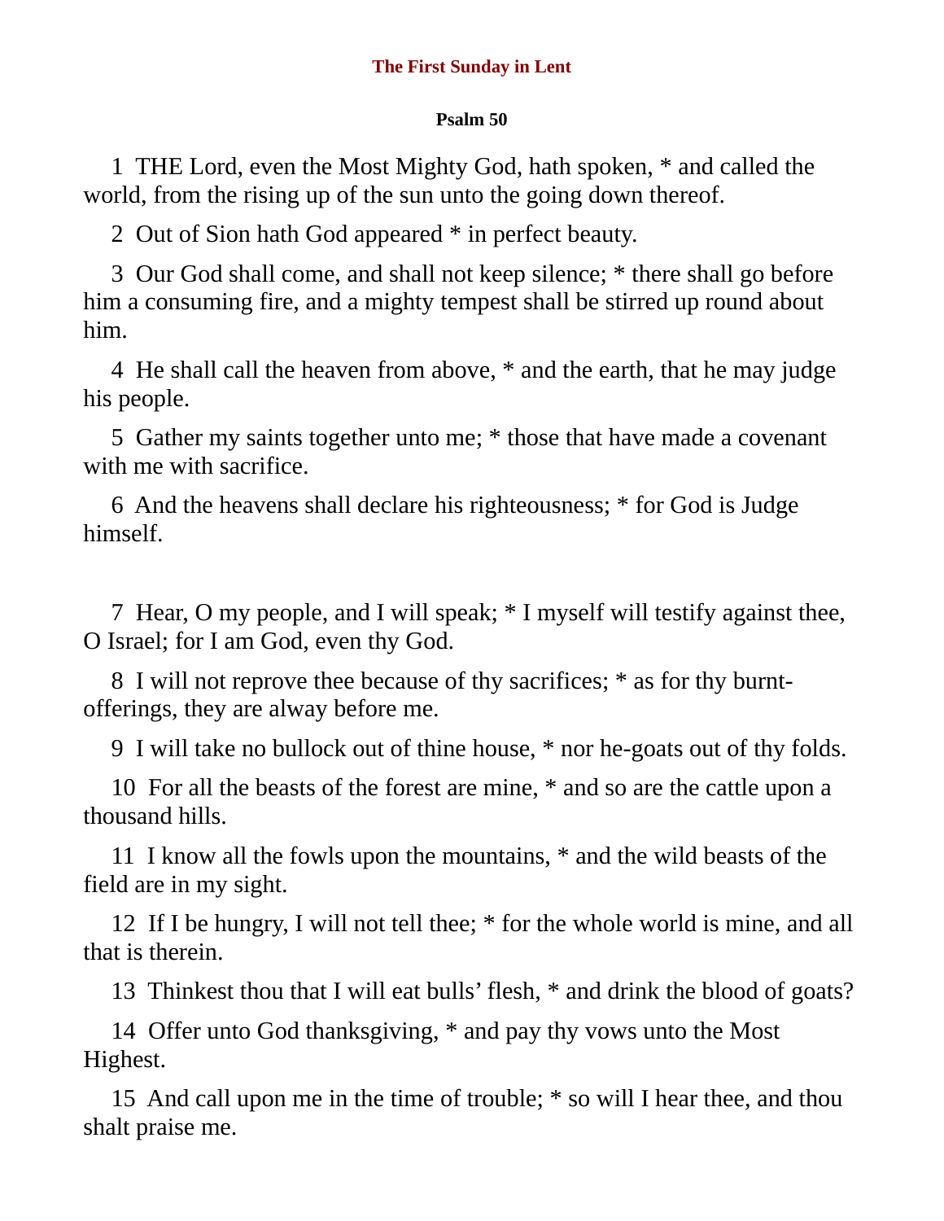## The First Sunday in Lent

### Psalm 50

1 THE Lord, even the Most Mighty God, hath spoken, * and called the world, from the rising up of the sun unto the going down thereof.

2 Out of Sion hath God appeared * in perfect beauty.

3 Our God shall come, and shall not keep silence; * there shall go before him a consuming fire, and a mighty tempest shall be stirred up round about him.

4 He shall call the heaven from above, * and the earth, that he may judge his people.

5 Gather my saints together unto me; * those that have made a covenant with me with sacrifice.

6 And the heavens shall declare his righteousness; * for God is Judge himself.

7 Hear, O my people, and I will speak; * I myself will testify against thee, O Israel; for I am God, even thy God.

8 I will not reprove thee because of thy sacrifices; * as for thy burnt-offerings, they are alway before me.

9 I will take no bullock out of thine house, * nor he-goats out of thy folds.

10 For all the beasts of the forest are mine, * and so are the cattle upon a thousand hills.

11 I know all the fowls upon the mountains, * and the wild beasts of the field are in my sight.

12 If I be hungry, I will not tell thee; * for the whole world is mine, and all that is therein.

13 Thinkest thou that I will eat bulls' flesh, * and drink the blood of goats?

14 Offer unto God thanksgiving, * and pay thy vows unto the Most Highest.

15 And call upon me in the time of trouble; * so will I hear thee, and thou shalt praise me.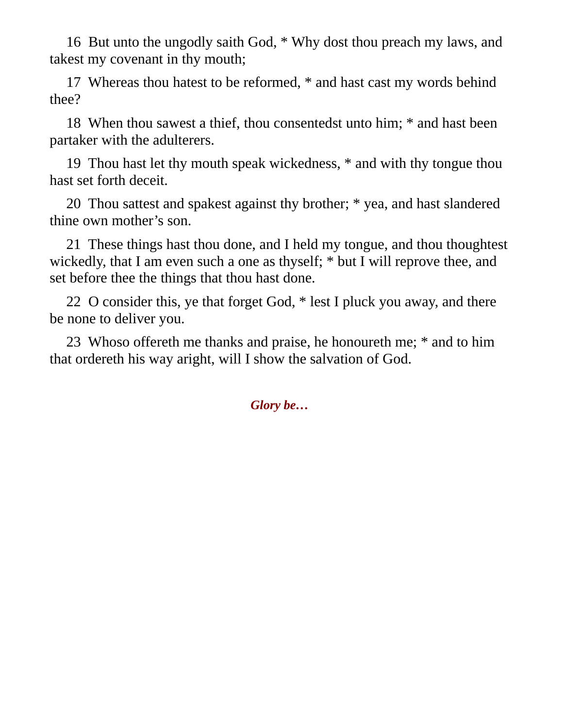16 But unto the ungodly saith God, * Why dost thou preach my laws, and takest my covenant in thy mouth;

17 Whereas thou hatest to be reformed, * and hast cast my words behind thee?

18 When thou sawest a thief, thou consentedst unto him; * and hast been partaker with the adulterers.

19 Thou hast let thy mouth speak wickedness, * and with thy tongue thou hast set forth deceit.

20 Thou sattest and spakest against thy brother; * yea, and hast slandered thine own mother's son.

21 These things hast thou done, and I held my tongue, and thou thoughtest wickedly, that I am even such a one as thyself; * but I will reprove thee, and set before thee the things that thou hast done.

22 O consider this, ye that forget God, * lest I pluck you away, and there be none to deliver you.

23 Whoso offereth me thanks and praise, he honoureth me; * and to him that ordereth his way aright, will I show the salvation of God.

***Glory be…***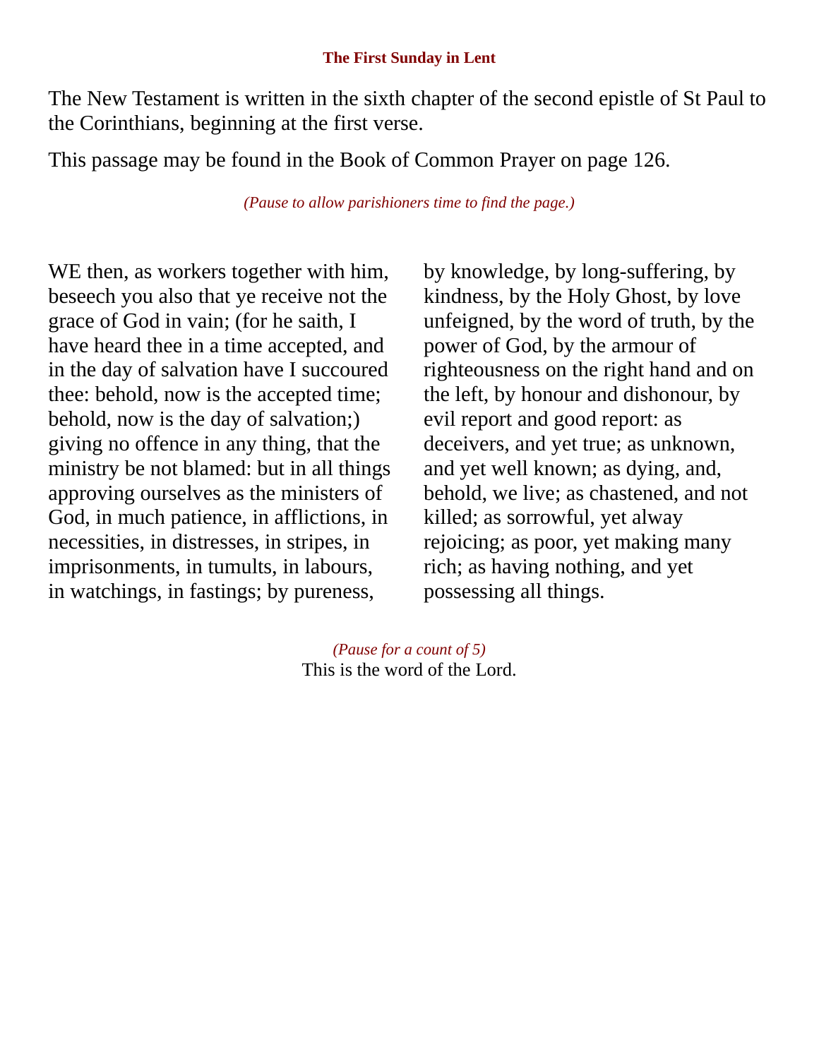**The First Sunday in Lent**

The New Testament is written in the sixth chapter of the second epistle of St Paul to the Corinthians, beginning at the first verse.

This passage may be found in the Book of Common Prayer on page 126.

*(Pause to allow parishioners time to find the page.)*

WE then, as workers together with him, beseech you also that ye receive not the grace of God in vain; (for he saith, I have heard thee in a time accepted, and in the day of salvation have I succoured thee: behold, now is the accepted time; behold, now is the day of salvation;) giving no offence in any thing, that the ministry be not blamed: but in all things approving ourselves as the ministers of God, in much patience, in afflictions, in necessities, in distresses, in stripes, in imprisonments, in tumults, in labours, in watchings, in fastings; by pureness, by knowledge, by long-suffering, by kindness, by the Holy Ghost, by love unfeigned, by the word of truth, by the power of God, by the armour of righteousness on the right hand and on the left, by honour and dishonour, by evil report and good report: as deceivers, and yet true; as unknown, and yet well known; as dying, and, behold, we live; as chastened, and not killed; as sorrowful, yet alway rejoicing; as poor, yet making many rich; as having nothing, and yet possessing all things.

*(Pause for a count of 5)*
This is the word of the Lord.